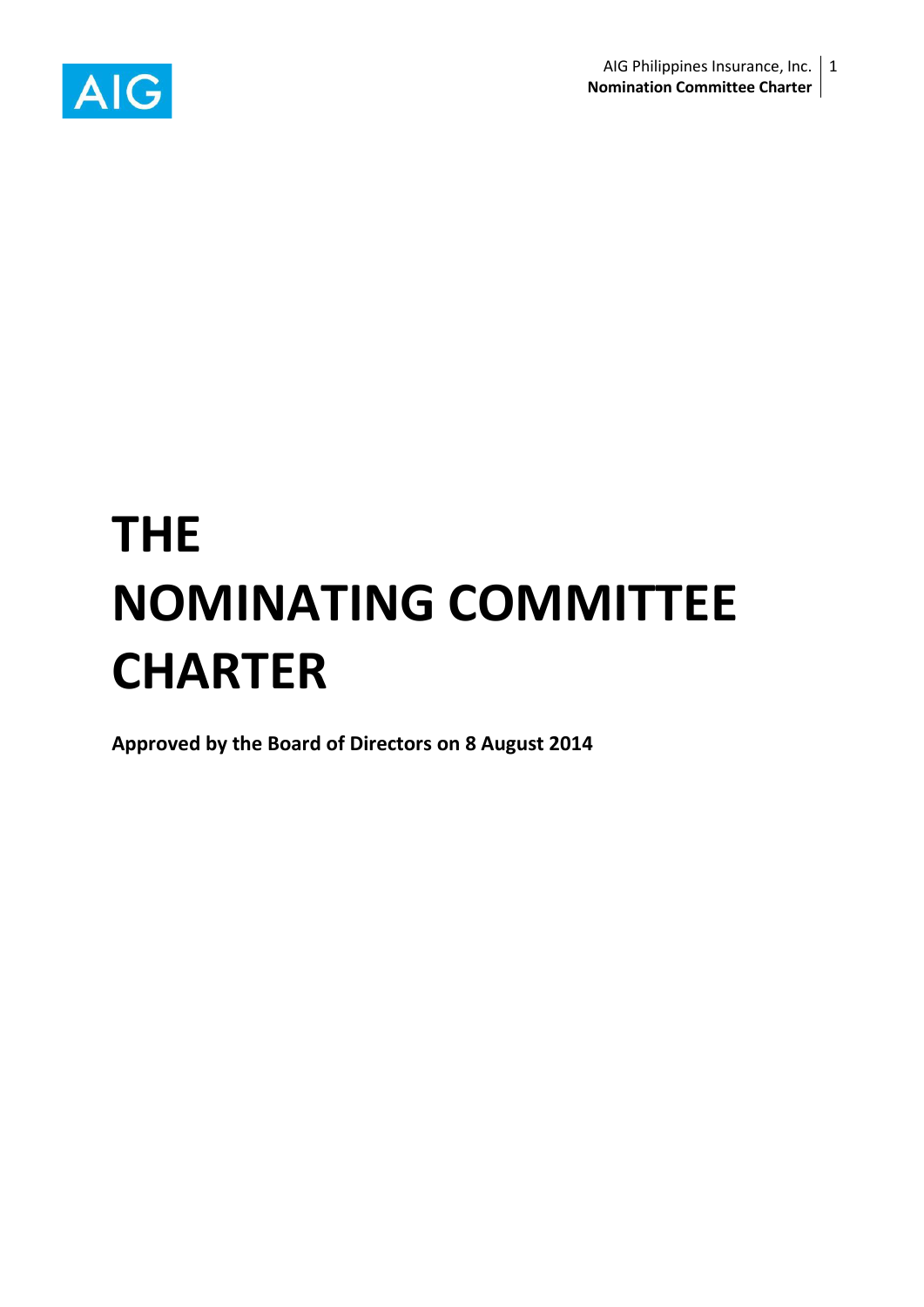# THE NOMINATING COMMITTEE CHARTER

**Approved by the Board of Directors on 8 August 2014**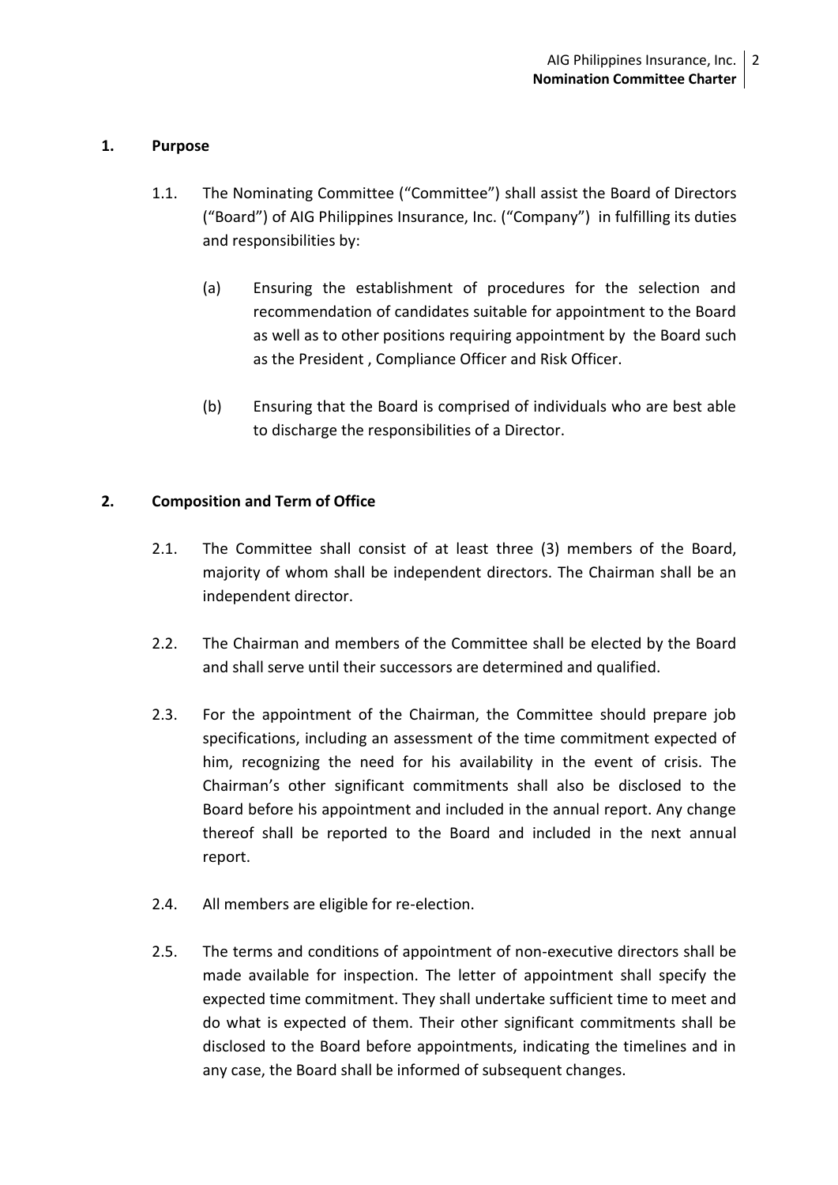## 1. Purpose

1.1. The Nominating Committee ("Committee") shall assist the Board of Directors ("Board") of AIG Philippines Insurance, Inc. ("Company") in fulfilling its duties and responsibilities by:

(a) Ensuring the establishment of procedures for the selection and recommendation of candidates suitable for appointment to the Board as well as to other positions requiring appointment by the Board such as the President , Compliance Officer and Risk Officer.

(b) Ensuring that the Board is comprised of individuals who are best able to discharge the responsibilities of a Director.

## 2. Composition and Term of Office

2.1. The Committee shall consist of at least three (3) members of the Board, majority of whom shall be independent directors. The Chairman shall be an independent director.

2.2. The Chairman and members of the Committee shall be elected by the Board and shall serve until their successors are determined and qualified.

2.3. For the appointment of the Chairman, the Committee should prepare job specifications, including an assessment of the time commitment expected of him, recognizing the need for his availability in the event of crisis. The Chairman's other significant commitments shall also be disclosed to the Board before his appointment and included in the annual report. Any change thereof shall be reported to the Board and included in the next annual report.

2.4. All members are eligible for re-election.

2.5. The terms and conditions of appointment of non-executive directors shall be made available for inspection. The letter of appointment shall specify the expected time commitment. They shall undertake sufficient time to meet and do what is expected of them. Their other significant commitments shall be disclosed to the Board before appointments, indicating the timelines and in any case, the Board shall be informed of subsequent changes.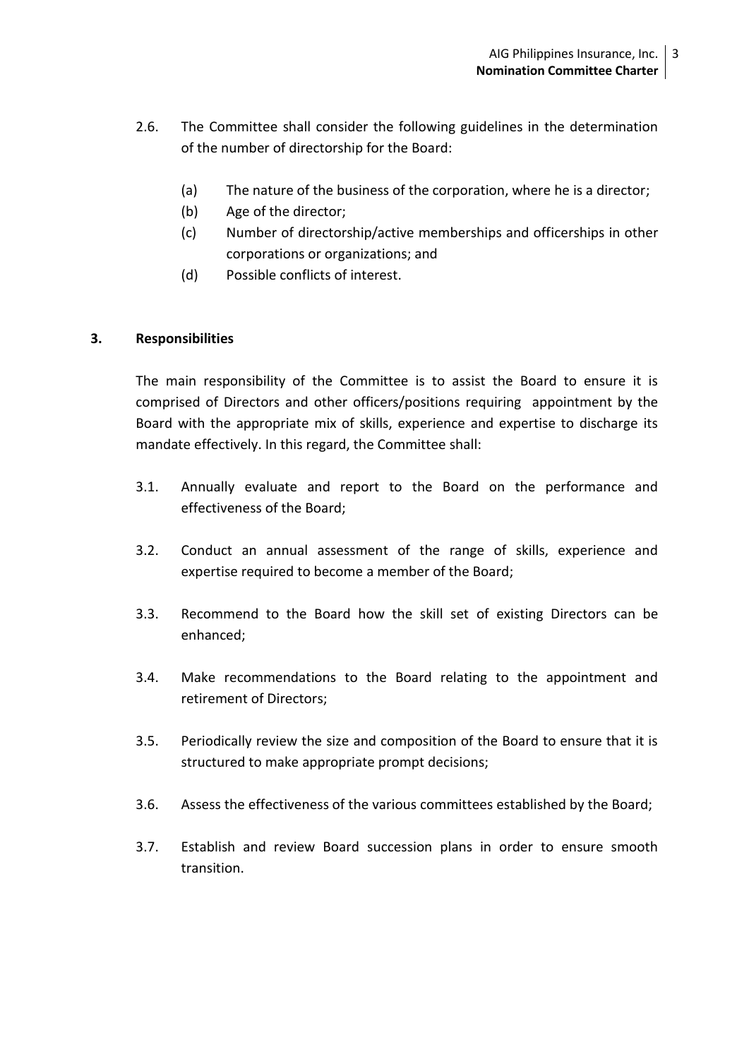2.6. The Committee shall consider the following guidelines in the determination of the number of directorship for the Board:

   (a) The nature of the business of the corporation, where he is a director;
   (b) Age of the director;
   (c) Number of directorship/active memberships and officerships in other corporations or organizations; and
   (d) Possible conflicts of interest.

## 3. Responsibilities

The main responsibility of the Committee is to assist the Board to ensure it is comprised of Directors and other officers/positions requiring appointment by the Board with the appropriate mix of skills, experience and expertise to discharge its mandate effectively. In this regard, the Committee shall:

3.1. Annually evaluate and report to the Board on the performance and effectiveness of the Board;

3.2. Conduct an annual assessment of the range of skills, experience and expertise required to become a member of the Board;

3.3. Recommend to the Board how the skill set of existing Directors can be enhanced;

3.4. Make recommendations to the Board relating to the appointment and retirement of Directors;

3.5. Periodically review the size and composition of the Board to ensure that it is structured to make appropriate prompt decisions;

3.6. Assess the effectiveness of the various committees established by the Board;

3.7. Establish and review Board succession plans in order to ensure smooth transition.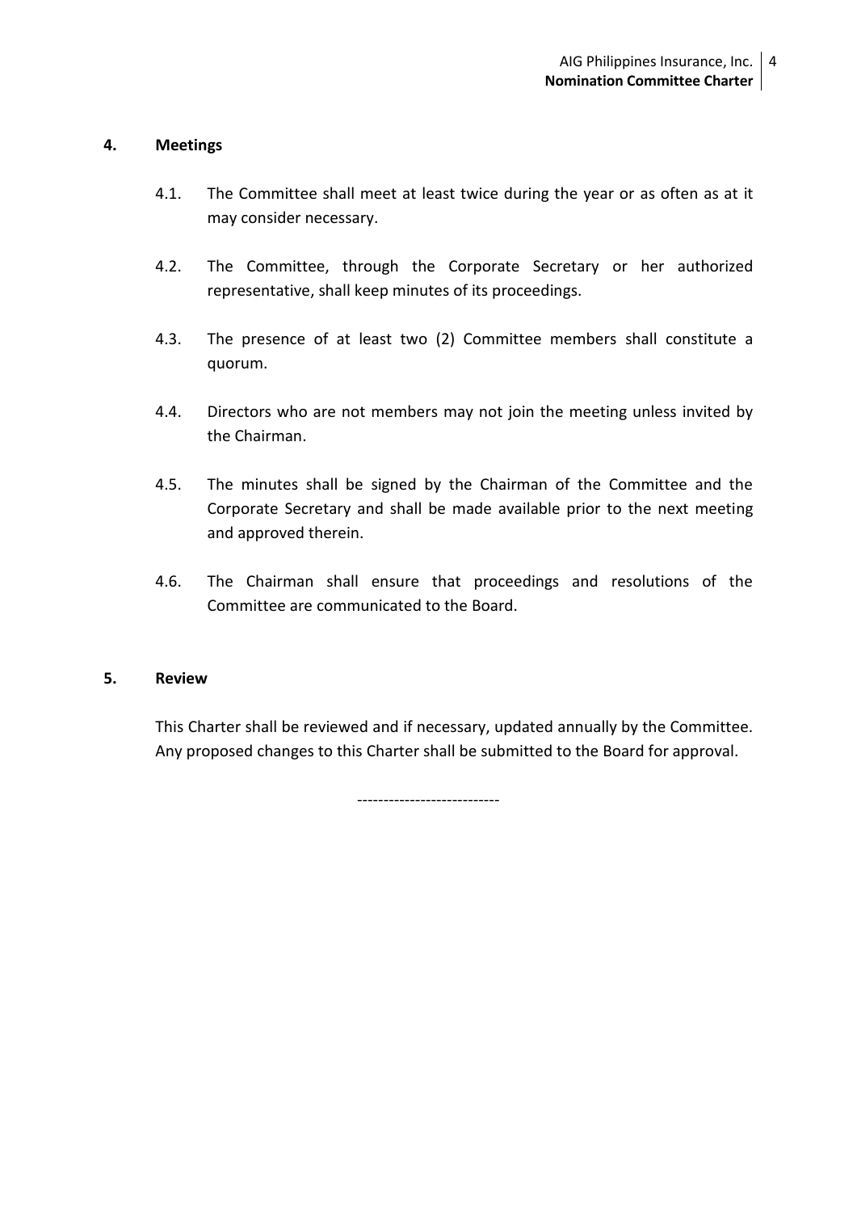## 4. Meetings

4.1. The Committee shall meet at least twice during the year or as often as at it may consider necessary.

4.2. The Committee, through the Corporate Secretary or her authorized representative, shall keep minutes of its proceedings.

4.3. The presence of at least two (2) Committee members shall constitute a quorum.

4.4. Directors who are not members may not join the meeting unless invited by the Chairman.

4.5. The minutes shall be signed by the Chairman of the Committee and the Corporate Secretary and shall be made available prior to the next meeting and approved therein.

4.6. The Chairman shall ensure that proceedings and resolutions of the Committee are communicated to the Board.

## 5. Review

This Charter shall be reviewed and if necessary, updated annually by the Committee. Any proposed changes to this Charter shall be submitted to the Board for approval.

---------------------------